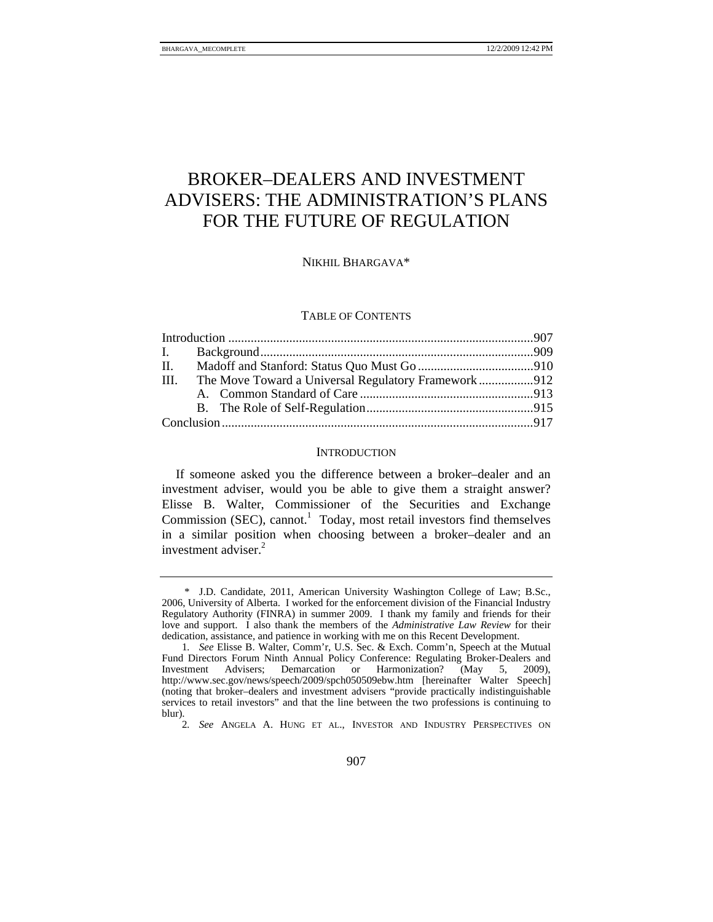# BROKER–DEALERS AND INVESTMENT ADVISERS: THE ADMINISTRATION'S PLANS FOR THE FUTURE OF REGULATION

NIKHIL BHARGAVA*

## TABLE OF CONTENTS

| | | |
|---|---|---|
| Introduction | | 907 |
| I. | Background | 909 |
| II. | Madoff and Stanford: Status Quo Must Go | 910 |
| III. | The Move Toward a Universal Regulatory Framework | 912 |
| | A. Common Standard of Care | 913 |
| | B. The Role of Self-Regulation | 915 |
| Conclusion | | 917 |

## INTRODUCTION

If someone asked you the difference between a broker–dealer and an investment adviser, would you be able to give them a straight answer? Elisse B. Walter, Commissioner of the Securities and Exchange Commission (SEC), cannot.[1] Today, most retail investors find themselves in a similar position when choosing between a broker–dealer and an investment adviser.[2]

---

\* J.D. Candidate, 2011, American University Washington College of Law; B.Sc., 2006, University of Alberta. I worked for the enforcement division of the Financial Industry Regulatory Authority (FINRA) in summer 2009. I thank my family and friends for their love and support. I also thank the members of the *Administrative Law Review* for their dedication, assistance, and patience in working with me on this Recent Development.

1. *See* Elisse B. Walter, Comm'r, U.S. Sec. & Exch. Comm'n, Speech at the Mutual Fund Directors Forum Ninth Annual Policy Conference: Regulating Broker-Dealers and Investment Advisers; Demarcation or Harmonization? (May 5, 2009), http://www.sec.gov/news/speech/2009/spch050509ebw.htm [hereinafter Walter Speech] (noting that broker–dealers and investment advisers "provide practically indistinguishable services to retail investors" and that the line between the two professions is continuing to blur).

2. *See* ANGELA A. HUNG ET AL., INVESTOR AND INDUSTRY PERSPECTIVES ON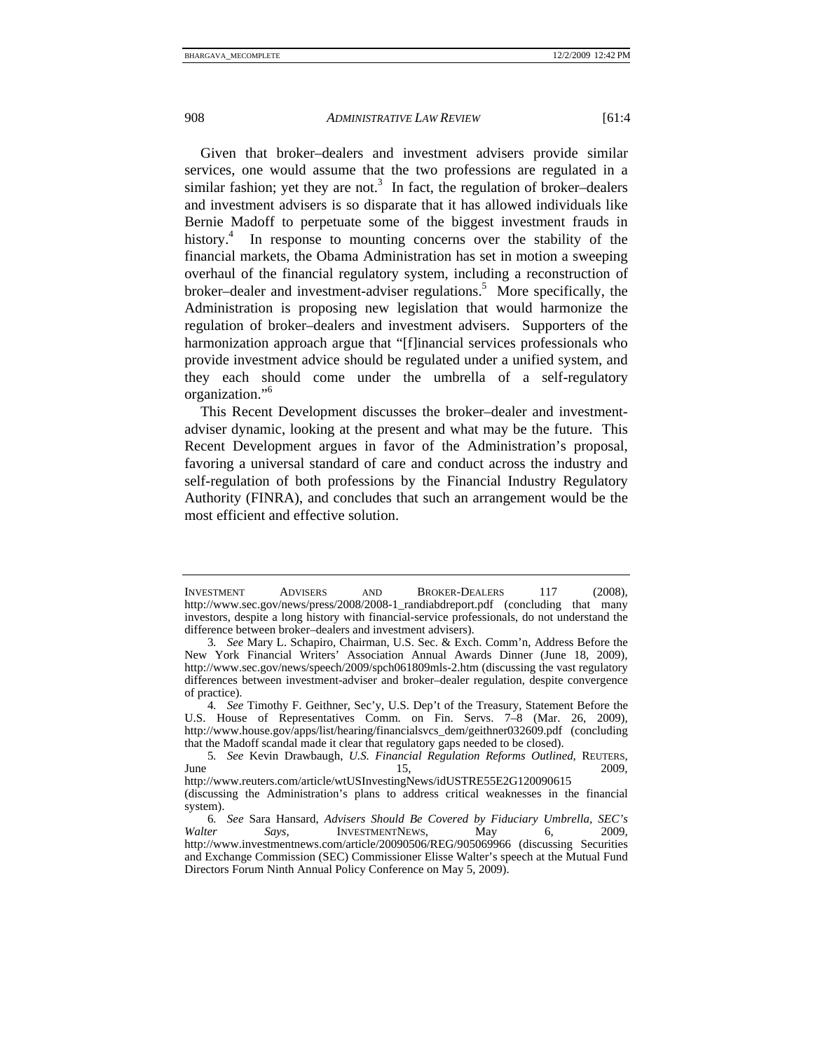Given that broker–dealers and investment advisers provide similar services, one would assume that the two professions are regulated in a similar fashion; yet they are not.[3] In fact, the regulation of broker–dealers and investment advisers is so disparate that it has allowed individuals like Bernie Madoff to perpetuate some of the biggest investment frauds in history.[4] In response to mounting concerns over the stability of the financial markets, the Obama Administration has set in motion a sweeping overhaul of the financial regulatory system, including a reconstruction of broker–dealer and investment-adviser regulations.[5] More specifically, the Administration is proposing new legislation that would harmonize the regulation of broker–dealers and investment advisers. Supporters of the harmonization approach argue that "[f]inancial services professionals who provide investment advice should be regulated under a unified system, and they each should come under the umbrella of a self-regulatory organization."[6]

This Recent Development discusses the broker–dealer and investment-adviser dynamic, looking at the present and what may be the future. This Recent Development argues in favor of the Administration's proposal, favoring a universal standard of care and conduct across the industry and self-regulation of both professions by the Financial Industry Regulatory Authority (FINRA), and concludes that such an arrangement would be the most efficient and effective solution.

---

INVESTMENT ADVISERS AND BROKER-DEALERS 117 (2008), http://www.sec.gov/news/press/2008/2008-1_randiabdreport.pdf (concluding that many investors, despite a long history with financial-service professionals, do not understand the difference between broker–dealers and investment advisers).

3. *See* Mary L. Schapiro, Chairman, U.S. Sec. & Exch. Comm'n, Address Before the New York Financial Writers' Association Annual Awards Dinner (June 18, 2009), http://www.sec.gov/news/speech/2009/spch061809mls-2.htm (discussing the vast regulatory differences between investment-adviser and broker–dealer regulation, despite convergence of practice).

4. *See* Timothy F. Geithner, Sec'y, U.S. Dep't of the Treasury, Statement Before the U.S. House of Representatives Comm. on Fin. Servs. 7–8 (Mar. 26, 2009), http://www.house.gov/apps/list/hearing/financialsvcs_dem/geithner032609.pdf (concluding that the Madoff scandal made it clear that regulatory gaps needed to be closed).

5. *See* Kevin Drawbaugh, *U.S. Financial Regulation Reforms Outlined*, REUTERS, June 15, 2009, http://www.reuters.com/article/wtUSInvestingNews/idUSTRE55E2G120090615 (discussing the Administration's plans to address critical weaknesses in the financial system).

6. *See* Sara Hansard, *Advisers Should Be Covered by Fiduciary Umbrella, SEC's Walter Says*, INVESTMENTNEWS, May 6, 2009, http://www.investmentnews.com/article/20090506/REG/905069966 (discussing Securities and Exchange Commission (SEC) Commissioner Elisse Walter's speech at the Mutual Fund Directors Forum Ninth Annual Policy Conference on May 5, 2009).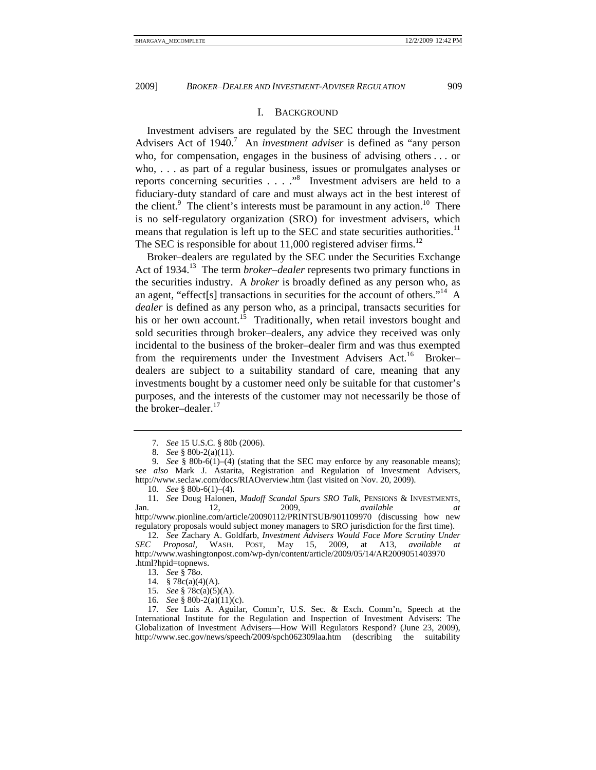## I. Background

Investment advisers are regulated by the SEC through the Investment Advisers Act of 1940.[7] An *investment adviser* is defined as "any person who, for compensation, engages in the business of advising others . . . or who, . . . as part of a regular business, issues or promulgates analyses or reports concerning securities . . . ."[8] Investment advisers are held to a fiduciary-duty standard of care and must always act in the best interest of the client.[9] The client's interests must be paramount in any action.[10] There is no self-regulatory organization (SRO) for investment advisers, which means that regulation is left up to the SEC and state securities authorities.[11] The SEC is responsible for about 11,000 registered adviser firms.[12]

Broker–dealers are regulated by the SEC under the Securities Exchange Act of 1934.[13] The term *broker–dealer* represents two primary functions in the securities industry. A *broker* is broadly defined as any person who, as an agent, "effect[s] transactions in securities for the account of others."[14] A *dealer* is defined as any person who, as a principal, transacts securities for his or her own account.[15] Traditionally, when retail investors bought and sold securities through broker–dealers, any advice they received was only incidental to the business of the broker–dealer firm and was thus exempted from the requirements under the Investment Advisers Act.[16] Broker–dealers are subject to a suitability standard of care, meaning that any investments bought by a customer need only be suitable for that customer's purposes, and the interests of the customer may not necessarily be those of the broker–dealer.[17]

---

7. *See* 15 U.S.C. § 80b (2006).

8. *See* § 80b-2(a)(11).

9. *See* § 80b-6(1)–(4) (stating that the SEC may enforce by any reasonable means); *see also* Mark J. Astarita, Registration and Regulation of Investment Advisers, http://www.seclaw.com/docs/RIAOverview.htm (last visited on Nov. 20, 2009).

10. *See* § 80b-6(1)–(4).

11. *See* Doug Halonen, *Madoff Scandal Spurs SRO Talk*, PENSIONS & INVESTMENTS, Jan. 12, 2009, *available at* http://www.pionline.com/article/20090112/PRINTSUB/901109970 (discussing how new regulatory proposals would subject money managers to SRO jurisdiction for the first time).

12. *See* Zachary A. Goldfarb, *Investment Advisers Would Face More Scrutiny Under SEC Proposal*, WASH. POST, May 15, 2009, at A13, *available at* http://www.washingtonpost.com/wp-dyn/content/article/2009/05/14/AR2009051403970.html?hpid=topnews.

13. *See* § 78*o*.

14. § 78c(a)(4)(A).

15. *See* § 78c(a)(5)(A).

16. *See* § 80b-2(a)(11)(c).

17. *See* Luis A. Aguilar, Comm'r, U.S. Sec. & Exch. Comm'n, Speech at the International Institute for the Regulation and Inspection of Investment Advisers: The Globalization of Investment Advisers—How Will Regulators Respond? (June 23, 2009), http://www.sec.gov/news/speech/2009/spch062309laa.htm (describing the suitability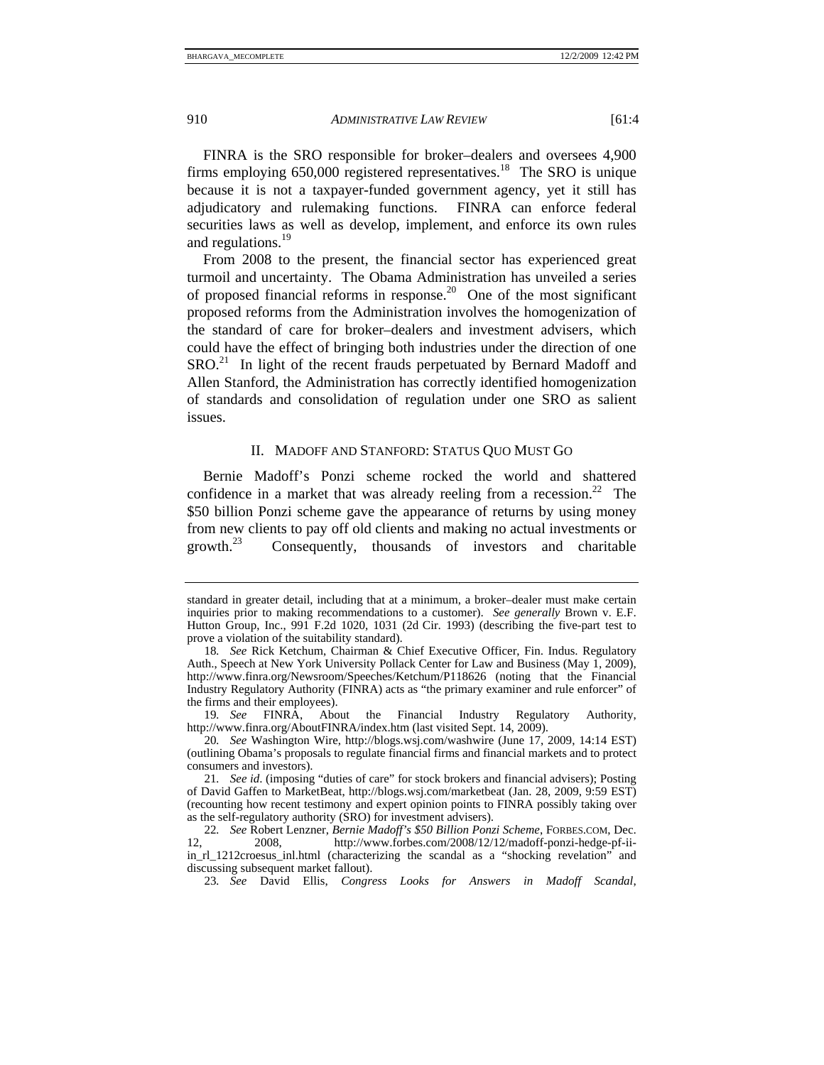FINRA is the SRO responsible for broker–dealers and oversees 4,900 firms employing 650,000 registered representatives.[18] The SRO is unique because it is not a taxpayer-funded government agency, yet it still has adjudicatory and rulemaking functions. FINRA can enforce federal securities laws as well as develop, implement, and enforce its own rules and regulations.[19]

From 2008 to the present, the financial sector has experienced great turmoil and uncertainty. The Obama Administration has unveiled a series of proposed financial reforms in response.[20] One of the most significant proposed reforms from the Administration involves the homogenization of the standard of care for broker–dealers and investment advisers, which could have the effect of bringing both industries under the direction of one SRO.[21] In light of the recent frauds perpetuated by Bernard Madoff and Allen Stanford, the Administration has correctly identified homogenization of standards and consolidation of regulation under one SRO as salient issues.

## II. MADOFF AND STANFORD: STATUS QUO MUST GO

Bernie Madoff's Ponzi scheme rocked the world and shattered confidence in a market that was already reeling from a recession.[22] The $50 billion Ponzi scheme gave the appearance of returns by using money from new clients to pay off old clients and making no actual investments or growth.[23] Consequently, thousands of investors and charitable

---

standard in greater detail, including that at a minimum, a broker–dealer must make certain inquiries prior to making recommendations to a customer). *See generally* Brown v. E.F. Hutton Group, Inc., 991 F.2d 1020, 1031 (2d Cir. 1993) (describing the five-part test to prove a violation of the suitability standard).

18. *See* Rick Ketchum, Chairman & Chief Executive Officer, Fin. Indus. Regulatory Auth., Speech at New York University Pollack Center for Law and Business (May 1, 2009), http://www.finra.org/Newsroom/Speeches/Ketchum/P118626 (noting that the Financial Industry Regulatory Authority (FINRA) acts as "the primary examiner and rule enforcer" of the firms and their employees).

19. *See* FINRA, About the Financial Industry Regulatory Authority, http://www.finra.org/AboutFINRA/index.htm (last visited Sept. 14, 2009).

20. *See* Washington Wire, http://blogs.wsj.com/washwire (June 17, 2009, 14:14 EST) (outlining Obama's proposals to regulate financial firms and financial markets and to protect consumers and investors).

21. *See id.* (imposing "duties of care" for stock brokers and financial advisers); Posting of David Gaffen to MarketBeat, http://blogs.wsj.com/marketbeat (Jan. 28, 2009, 9:59 EST) (recounting how recent testimony and expert opinion points to FINRA possibly taking over as the self-regulatory authority (SRO) for investment advisers).

22. *See* Robert Lenzner, *Bernie Madoff's $50 Billion Ponzi Scheme*, FORBES.COM, Dec. 12, 2008, http://www.forbes.com/2008/12/12/madoff-ponzi-hedge-pf-ii-in_rl_1212croesus_inl.html (characterizing the scandal as a "shocking revelation" and discussing subsequent market fallout).

23. *See* David Ellis, *Congress Looks for Answers in Madoff Scandal*,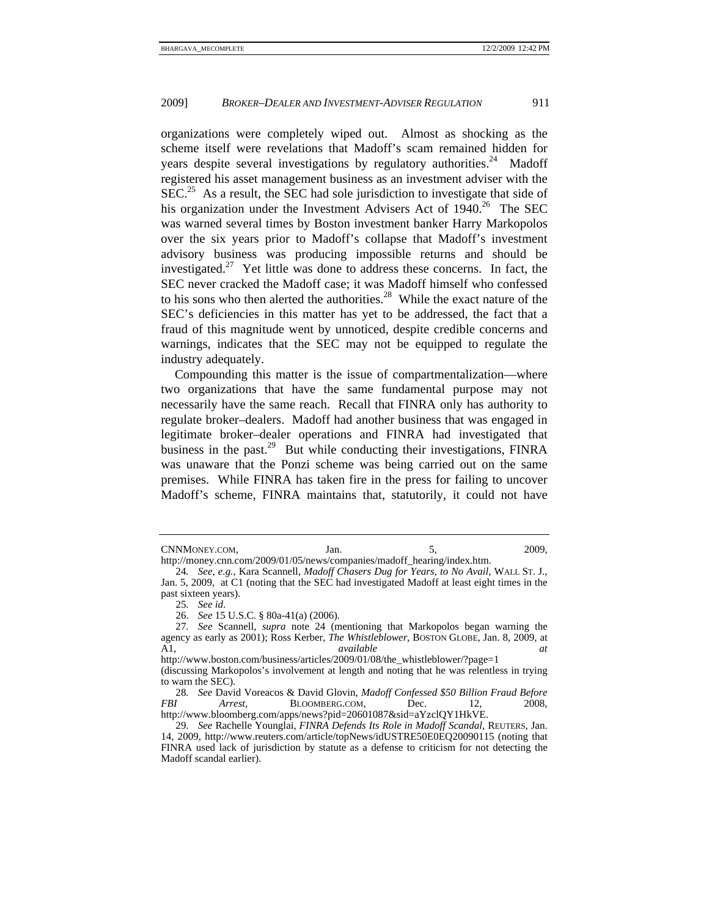organizations were completely wiped out. Almost as shocking as the scheme itself were revelations that Madoff's scam remained hidden for years despite several investigations by regulatory authorities.[24] Madoff registered his asset management business as an investment adviser with the SEC.[25] As a result, the SEC had sole jurisdiction to investigate that side of his organization under the Investment Advisers Act of 1940.[26] The SEC was warned several times by Boston investment banker Harry Markopolos over the six years prior to Madoff's collapse that Madoff's investment advisory business was producing impossible returns and should be investigated.[27] Yet little was done to address these concerns. In fact, the SEC never cracked the Madoff case; it was Madoff himself who confessed to his sons who then alerted the authorities.[28] While the exact nature of the SEC's deficiencies in this matter has yet to be addressed, the fact that a fraud of this magnitude went by unnoticed, despite credible concerns and warnings, indicates that the SEC may not be equipped to regulate the industry adequately.

Compounding this matter is the issue of compartmentalization—where two organizations that have the same fundamental purpose may not necessarily have the same reach. Recall that FINRA only has authority to regulate broker–dealers. Madoff had another business that was engaged in legitimate broker–dealer operations and FINRA had investigated that business in the past.[29] But while conducting their investigations, FINRA was unaware that the Ponzi scheme was being carried out on the same premises. While FINRA has taken fire in the press for failing to uncover Madoff's scheme, FINRA maintains that, statutorily, it could not have

---

CNNMONEY.COM, Jan. 5, 2009, http://money.cnn.com/2009/01/05/news/companies/madoff_hearing/index.htm.

24. *See, e.g.*, Kara Scannell, *Madoff Chasers Dug for Years, to No Avail*, WALL ST. J., Jan. 5, 2009, at C1 (noting that the SEC had investigated Madoff at least eight times in the past sixteen years).

25. *See id.*

26. *See* 15 U.S.C. § 80a-41(a) (2006).

27. *See* Scannell, *supra* note 24 (mentioning that Markopolos began warning the agency as early as 2001); Ross Kerber, *The Whistleblower*, BOSTON GLOBE, Jan. 8, 2009, at A1, *available at* http://www.boston.com/business/articles/2009/01/08/the_whistleblower/?page=1 (discussing Markopolos's involvement at length and noting that he was relentless in trying to warn the SEC).

28. *See* David Voreacos & David Glovin, *Madoff Confessed $50 Billion Fraud Before FBI Arrest*, BLOOMBERG.COM, Dec. 12, 2008, http://www.bloomberg.com/apps/news?pid=20601087&sid=aYzclQY1HkVE.

29. *See* Rachelle Younglai, *FINRA Defends Its Role in Madoff Scandal*, REUTERS, Jan. 14, 2009, http://www.reuters.com/article/topNews/idUSTRE50E0EQ20090115 (noting that FINRA used lack of jurisdiction by statute as a defense to criticism for not detecting the Madoff scandal earlier).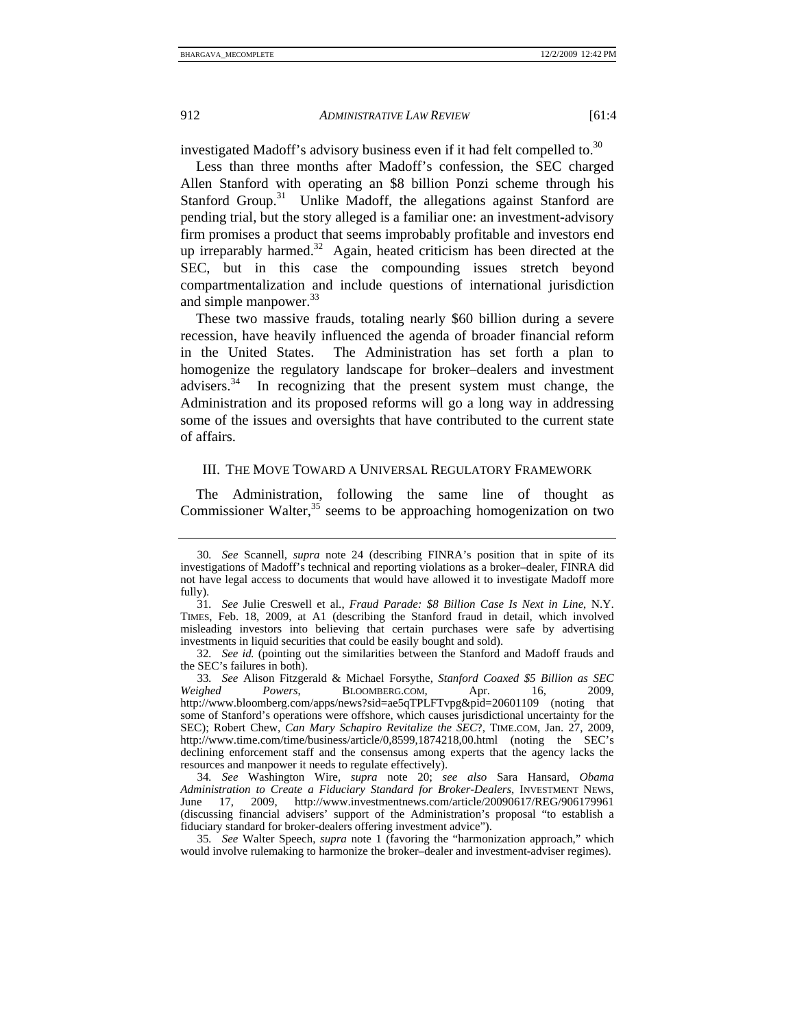investigated Madoff's advisory business even if it had felt compelled to.[30]

Less than three months after Madoff's confession, the SEC charged Allen Stanford with operating an $8 billion Ponzi scheme through his Stanford Group.[31] Unlike Madoff, the allegations against Stanford are pending trial, but the story alleged is a familiar one: an investment-advisory firm promises a product that seems improbably profitable and investors end up irreparably harmed.[32] Again, heated criticism has been directed at the SEC, but in this case the compounding issues stretch beyond compartmentalization and include questions of international jurisdiction and simple manpower.[33]

These two massive frauds, totaling nearly $60 billion during a severe recession, have heavily influenced the agenda of broader financial reform in the United States. The Administration has set forth a plan to homogenize the regulatory landscape for broker–dealers and investment advisers.[34] In recognizing that the present system must change, the Administration and its proposed reforms will go a long way in addressing some of the issues and oversights that have contributed to the current state of affairs.

## III. The Move Toward a Universal Regulatory Framework

The Administration, following the same line of thought as Commissioner Walter,[35] seems to be approaching homogenization on two

---

30. *See* Scannell, *supra* note 24 (describing FINRA's position that in spite of its investigations of Madoff's technical and reporting violations as a broker–dealer, FINRA did not have legal access to documents that would have allowed it to investigate Madoff more fully).

31. *See* Julie Creswell et al., *Fraud Parade: $8 Billion Case Is Next in Line*, N.Y. TIMES, Feb. 18, 2009, at A1 (describing the Stanford fraud in detail, which involved misleading investors into believing that certain purchases were safe by advertising investments in liquid securities that could be easily bought and sold).

32. *See id.* (pointing out the similarities between the Stanford and Madoff frauds and the SEC's failures in both).

33. *See* Alison Fitzgerald & Michael Forsythe, *Stanford Coaxed $5 Billion as SEC Weighed Powers*, BLOOMBERG.COM, Apr. 16, 2009, http://www.bloomberg.com/apps/news?sid=ae5qTPLFTvpg&pid=20601109 (noting that some of Stanford's operations were offshore, which causes jurisdictional uncertainty for the SEC); Robert Chew, *Can Mary Schapiro Revitalize the SEC?*, TIME.COM, Jan. 27, 2009, http://www.time.com/time/business/article/0,8599,1874218,00.html (noting the SEC's declining enforcement staff and the consensus among experts that the agency lacks the resources and manpower it needs to regulate effectively).

34. *See* Washington Wire, *supra* note 20; *see also* Sara Hansard, *Obama Administration to Create a Fiduciary Standard for Broker-Dealers*, INVESTMENT NEWS, June 17, 2009, http://www.investmentnews.com/article/20090617/REG/906179961 (discussing financial advisers' support of the Administration's proposal "to establish a fiduciary standard for broker-dealers offering investment advice").

35. *See* Walter Speech, *supra* note 1 (favoring the "harmonization approach," which would involve rulemaking to harmonize the broker–dealer and investment-adviser regimes).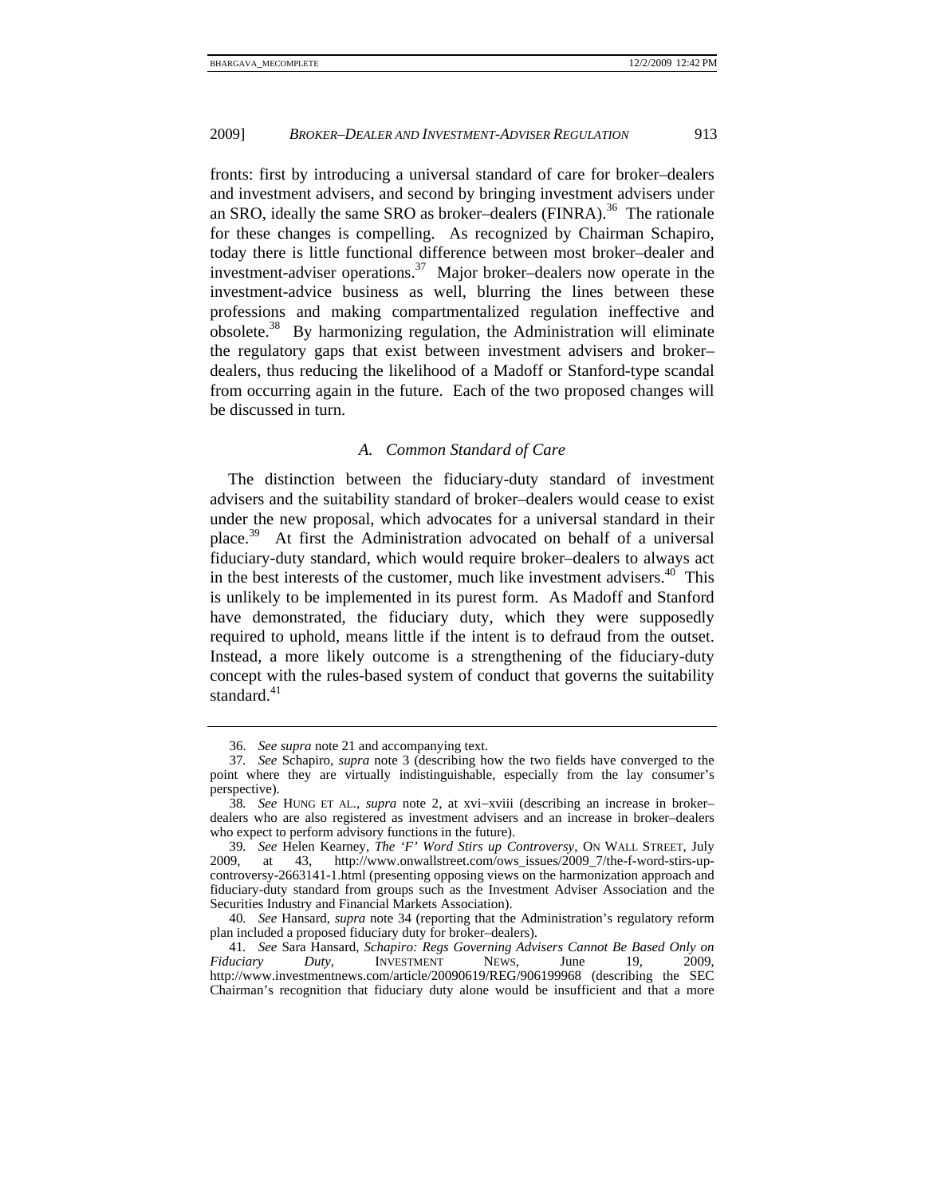fronts: first by introducing a universal standard of care for broker–dealers and investment advisers, and second by bringing investment advisers under an SRO, ideally the same SRO as broker–dealers (FINRA).[36] The rationale for these changes is compelling. As recognized by Chairman Schapiro, today there is little functional difference between most broker–dealer and investment-adviser operations.[37] Major broker–dealers now operate in the investment-advice business as well, blurring the lines between these professions and making compartmentalized regulation ineffective and obsolete.[38] By harmonizing regulation, the Administration will eliminate the regulatory gaps that exist between investment advisers and broker–dealers, thus reducing the likelihood of a Madoff or Stanford-type scandal from occurring again in the future. Each of the two proposed changes will be discussed in turn.

### *A. Common Standard of Care*

The distinction between the fiduciary-duty standard of investment advisers and the suitability standard of broker–dealers would cease to exist under the new proposal, which advocates for a universal standard in their place.[39] At first the Administration advocated on behalf of a universal fiduciary-duty standard, which would require broker–dealers to always act in the best interests of the customer, much like investment advisers.[40] This is unlikely to be implemented in its purest form. As Madoff and Stanford have demonstrated, the fiduciary duty, which they were supposedly required to uphold, means little if the intent is to defraud from the outset. Instead, a more likely outcome is a strengthening of the fiduciary-duty concept with the rules-based system of conduct that governs the suitability standard.[41]

---

36. *See supra* note 21 and accompanying text.

37. *See* Schapiro, *supra* note 3 (describing how the two fields have converged to the point where they are virtually indistinguishable, especially from the lay consumer's perspective).

38. *See* HUNG ET AL., *supra* note 2, at xvi–xviii (describing an increase in broker–dealers who are also registered as investment advisers and an increase in broker–dealers who expect to perform advisory functions in the future).

39. *See* Helen Kearney, *The 'F' Word Stirs up Controversy*, ON WALL STREET, July 2009, at 43, http://www.onwallstreet.com/ows_issues/2009_7/the-f-word-stirs-up-controversy-2663141-1.html (presenting opposing views on the harmonization approach and fiduciary-duty standard from groups such as the Investment Adviser Association and the Securities Industry and Financial Markets Association).

40. *See* Hansard, *supra* note 34 (reporting that the Administration's regulatory reform plan included a proposed fiduciary duty for broker–dealers).

41. *See* Sara Hansard, *Schapiro: Regs Governing Advisers Cannot Be Based Only on Fiduciary Duty*, INVESTMENT NEWS, June 19, 2009, http://www.investmentnews.com/article/20090619/REG/906199968 (describing the SEC Chairman's recognition that fiduciary duty alone would be insufficient and that a more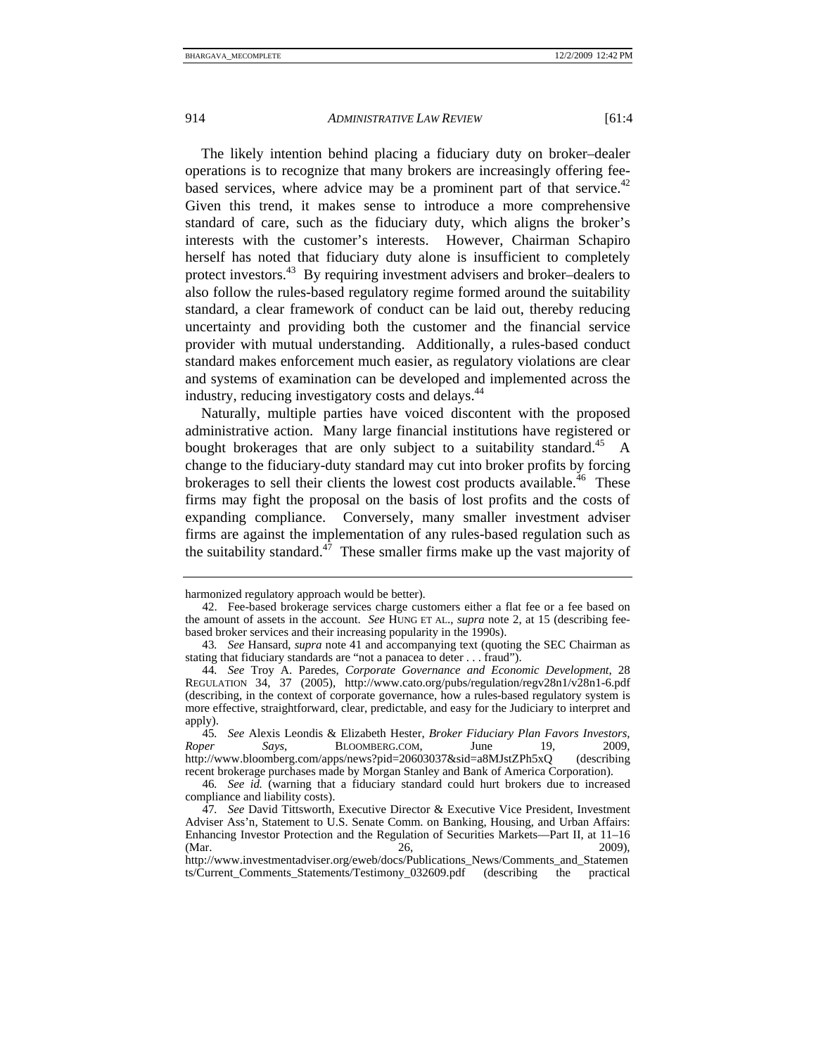The likely intention behind placing a fiduciary duty on broker–dealer operations is to recognize that many brokers are increasingly offering fee-based services, where advice may be a prominent part of that service.[42] Given this trend, it makes sense to introduce a more comprehensive standard of care, such as the fiduciary duty, which aligns the broker's interests with the customer's interests. However, Chairman Schapiro herself has noted that fiduciary duty alone is insufficient to completely protect investors.[43] By requiring investment advisers and broker–dealers to also follow the rules-based regulatory regime formed around the suitability standard, a clear framework of conduct can be laid out, thereby reducing uncertainty and providing both the customer and the financial service provider with mutual understanding. Additionally, a rules-based conduct standard makes enforcement much easier, as regulatory violations are clear and systems of examination can be developed and implemented across the industry, reducing investigatory costs and delays.[44]

Naturally, multiple parties have voiced discontent with the proposed administrative action. Many large financial institutions have registered or bought brokerages that are only subject to a suitability standard.[45] A change to the fiduciary-duty standard may cut into broker profits by forcing brokerages to sell their clients the lowest cost products available.[46] These firms may fight the proposal on the basis of lost profits and the costs of expanding compliance. Conversely, many smaller investment adviser firms are against the implementation of any rules-based regulation such as the suitability standard.[47] These smaller firms make up the vast majority of

---

harmonized regulatory approach would be better).

42. Fee-based brokerage services charge customers either a flat fee or a fee based on the amount of assets in the account. *See* HUNG ET AL., *supra* note 2, at 15 (describing fee-based broker services and their increasing popularity in the 1990s).

43. *See* Hansard, *supra* note 41 and accompanying text (quoting the SEC Chairman as stating that fiduciary standards are "not a panacea to deter . . . fraud").

44. *See* Troy A. Paredes, *Corporate Governance and Economic Development*, 28 REGULATION 34, 37 (2005), http://www.cato.org/pubs/regulation/regv28n1/v28n1-6.pdf (describing, in the context of corporate governance, how a rules-based regulatory system is more effective, straightforward, clear, predictable, and easy for the Judiciary to interpret and apply).

45. *See* Alexis Leondis & Elizabeth Hester, *Broker Fiduciary Plan Favors Investors, Roper Says*, BLOOMBERG.COM, June 19, 2009, http://www.bloomberg.com/apps/news?pid=20603037&sid=a8MJstZPh5xQ (describing recent brokerage purchases made by Morgan Stanley and Bank of America Corporation).

46. *See id.* (warning that a fiduciary standard could hurt brokers due to increased compliance and liability costs).

47. *See* David Tittsworth, Executive Director & Executive Vice President, Investment Adviser Ass'n, Statement to U.S. Senate Comm. on Banking, Housing, and Urban Affairs: Enhancing Investor Protection and the Regulation of Securities Markets—Part II, at 11–16 (Mar. 26, 2009), http://www.investmentadviser.org/eweb/docs/Publications_News/Comments_and_Statements/Current_Comments_Statements/Testimony_032609.pdf (describing the practical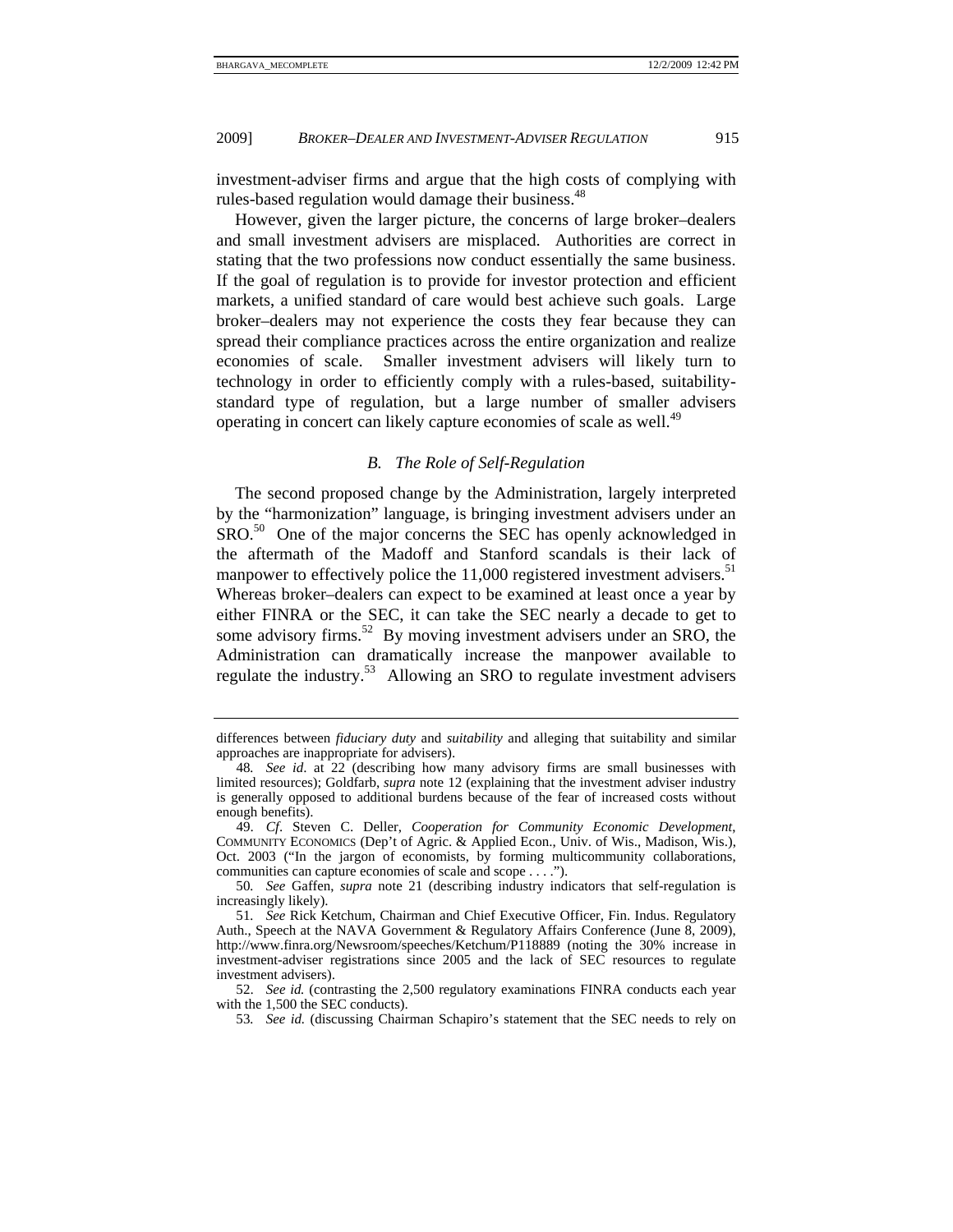investment-adviser firms and argue that the high costs of complying with rules-based regulation would damage their business.[48]

However, given the larger picture, the concerns of large broker–dealers and small investment advisers are misplaced. Authorities are correct in stating that the two professions now conduct essentially the same business. If the goal of regulation is to provide for investor protection and efficient markets, a unified standard of care would best achieve such goals. Large broker–dealers may not experience the costs they fear because they can spread their compliance practices across the entire organization and realize economies of scale. Smaller investment advisers will likely turn to technology in order to efficiently comply with a rules-based, suitability-standard type of regulation, but a large number of smaller advisers operating in concert can likely capture economies of scale as well.[49]

### *B. The Role of Self-Regulation*

The second proposed change by the Administration, largely interpreted by the "harmonization" language, is bringing investment advisers under an SRO.[50] One of the major concerns the SEC has openly acknowledged in the aftermath of the Madoff and Stanford scandals is their lack of manpower to effectively police the 11,000 registered investment advisers.[51] Whereas broker–dealers can expect to be examined at least once a year by either FINRA or the SEC, it can take the SEC nearly a decade to get to some advisory firms.[52] By moving investment advisers under an SRO, the Administration can dramatically increase the manpower available to regulate the industry.[53] Allowing an SRO to regulate investment advisers

---

differences between *fiduciary duty* and *suitability* and alleging that suitability and similar approaches are inappropriate for advisers).

48. *See id.* at 22 (describing how many advisory firms are small businesses with limited resources); Goldfarb, *supra* note 12 (explaining that the investment adviser industry is generally opposed to additional burdens because of the fear of increased costs without enough benefits).

49. *Cf*. Steven C. Deller, *Cooperation for Community Economic Development*, COMMUNITY ECONOMICS (Dep't of Agric. & Applied Econ., Univ. of Wis., Madison, Wis.), Oct. 2003 ("In the jargon of economists, by forming multicommunity collaborations, communities can capture economies of scale and scope . . . .").

50. *See* Gaffen, *supra* note 21 (describing industry indicators that self-regulation is increasingly likely).

51. *See* Rick Ketchum, Chairman and Chief Executive Officer, Fin. Indus. Regulatory Auth., Speech at the NAVA Government & Regulatory Affairs Conference (June 8, 2009), http://www.finra.org/Newsroom/speeches/Ketchum/P118889 (noting the 30% increase in investment-adviser registrations since 2005 and the lack of SEC resources to regulate investment advisers).

52. *See id.* (contrasting the 2,500 regulatory examinations FINRA conducts each year with the 1,500 the SEC conducts).

53. *See id.* (discussing Chairman Schapiro's statement that the SEC needs to rely on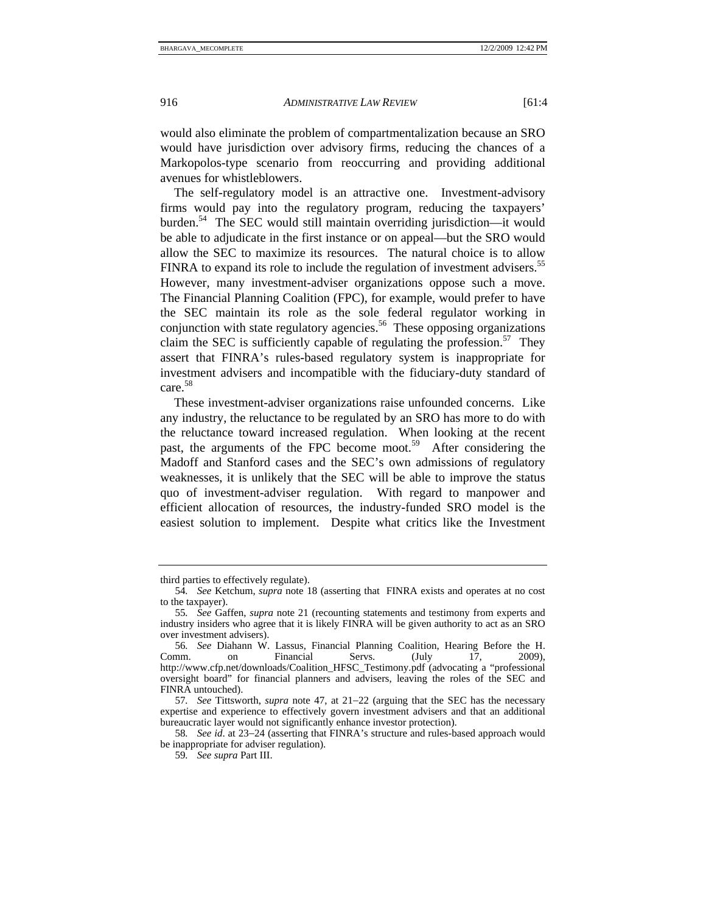would also eliminate the problem of compartmentalization because an SRO would have jurisdiction over advisory firms, reducing the chances of a Markopolos-type scenario from reoccurring and providing additional avenues for whistleblowers.

The self-regulatory model is an attractive one. Investment-advisory firms would pay into the regulatory program, reducing the taxpayers' burden.[54] The SEC would still maintain overriding jurisdiction—it would be able to adjudicate in the first instance or on appeal—but the SRO would allow the SEC to maximize its resources. The natural choice is to allow FINRA to expand its role to include the regulation of investment advisers.[55] However, many investment-adviser organizations oppose such a move. The Financial Planning Coalition (FPC), for example, would prefer to have the SEC maintain its role as the sole federal regulator working in conjunction with state regulatory agencies.[56] These opposing organizations claim the SEC is sufficiently capable of regulating the profession.[57] They assert that FINRA's rules-based regulatory system is inappropriate for investment advisers and incompatible with the fiduciary-duty standard of care.[58]

These investment-adviser organizations raise unfounded concerns. Like any industry, the reluctance to be regulated by an SRO has more to do with the reluctance toward increased regulation. When looking at the recent past, the arguments of the FPC become moot.[59] After considering the Madoff and Stanford cases and the SEC's own admissions of regulatory weaknesses, it is unlikely that the SEC will be able to improve the status quo of investment-adviser regulation. With regard to manpower and efficient allocation of resources, the industry-funded SRO model is the easiest solution to implement. Despite what critics like the Investment

---

third parties to effectively regulate).

54. *See* Ketchum, *supra* note 18 (asserting that FINRA exists and operates at no cost to the taxpayer).

55. *See* Gaffen, *supra* note 21 (recounting statements and testimony from experts and industry insiders who agree that it is likely FINRA will be given authority to act as an SRO over investment advisers).

56. *See* Diahann W. Lassus, Financial Planning Coalition, Hearing Before the H. Comm. on Financial Servs. (July 17, 2009), http://www.cfp.net/downloads/Coalition_HFSC_Testimony.pdf (advocating a "professional oversight board" for financial planners and advisers, leaving the roles of the SEC and FINRA untouched).

57. *See* Tittsworth, *supra* note 47, at 21–22 (arguing that the SEC has the necessary expertise and experience to effectively govern investment advisers and that an additional bureaucratic layer would not significantly enhance investor protection).

58. *See id*. at 23–24 (asserting that FINRA's structure and rules-based approach would be inappropriate for adviser regulation).

59. *See supra* Part III.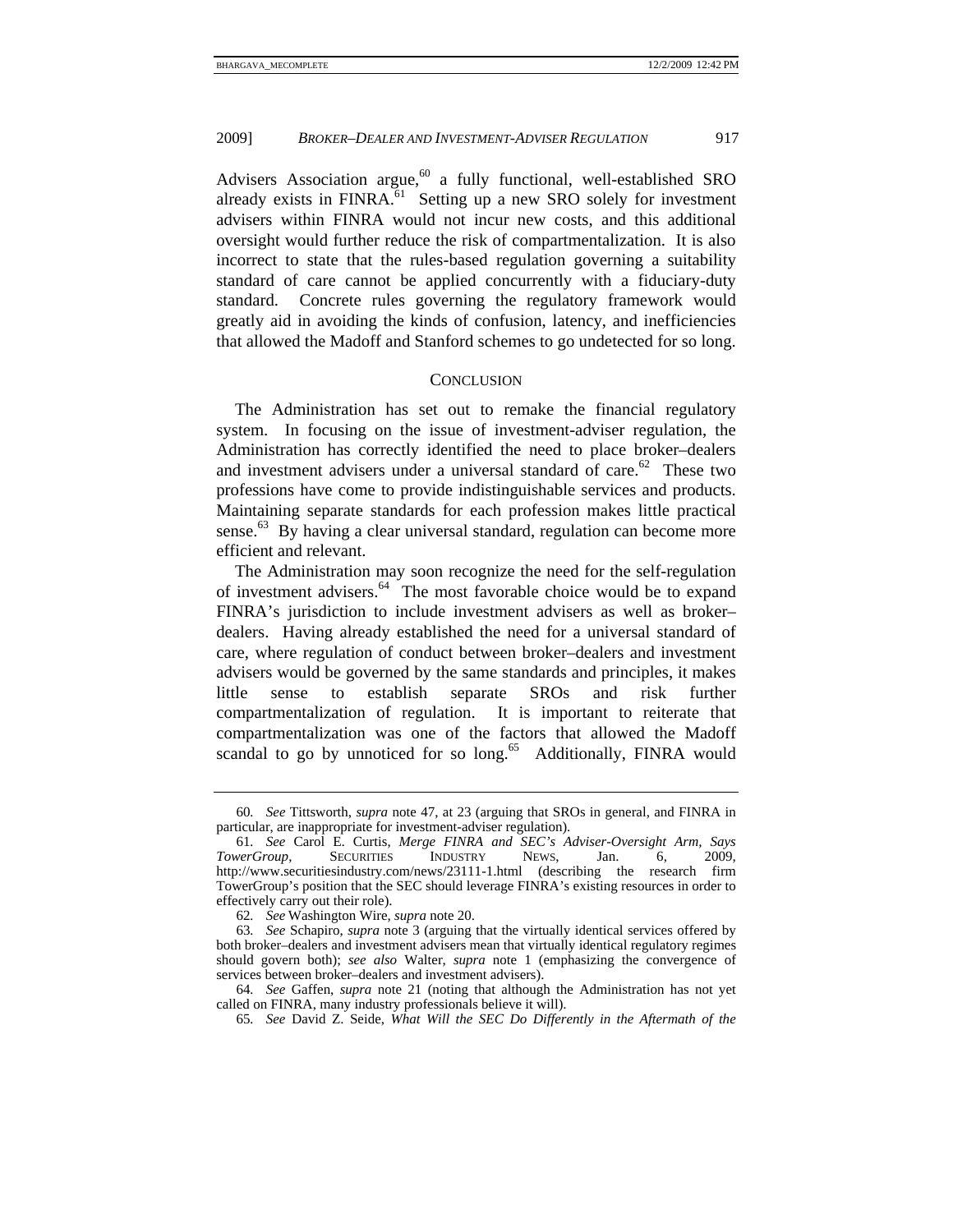Advisers Association argue,[60] a fully functional, well-established SRO already exists in FINRA.[61] Setting up a new SRO solely for investment advisers within FINRA would not incur new costs, and this additional oversight would further reduce the risk of compartmentalization. It is also incorrect to state that the rules-based regulation governing a suitability standard of care cannot be applied concurrently with a fiduciary-duty standard. Concrete rules governing the regulatory framework would greatly aid in avoiding the kinds of confusion, latency, and inefficiencies that allowed the Madoff and Stanford schemes to go undetected for so long.

## CONCLUSION

The Administration has set out to remake the financial regulatory system. In focusing on the issue of investment-adviser regulation, the Administration has correctly identified the need to place broker–dealers and investment advisers under a universal standard of care.[62] These two professions have come to provide indistinguishable services and products. Maintaining separate standards for each profession makes little practical sense.[63] By having a clear universal standard, regulation can become more efficient and relevant.

The Administration may soon recognize the need for the self-regulation of investment advisers.[64] The most favorable choice would be to expand FINRA's jurisdiction to include investment advisers as well as broker–dealers. Having already established the need for a universal standard of care, where regulation of conduct between broker–dealers and investment advisers would be governed by the same standards and principles, it makes little sense to establish separate SROs and risk further compartmentalization of regulation. It is important to reiterate that compartmentalization was one of the factors that allowed the Madoff scandal to go by unnoticed for so long.[65] Additionally, FINRA would

---

60. *See* Tittsworth, *supra* note 47, at 23 (arguing that SROs in general, and FINRA in particular, are inappropriate for investment-adviser regulation).

61. *See* Carol E. Curtis, *Merge FINRA and SEC's Adviser-Oversight Arm, Says TowerGroup*, SECURITIES INDUSTRY NEWS, Jan. 6, 2009, http://www.securitiesindustry.com/news/23111-1.html (describing the research firm TowerGroup's position that the SEC should leverage FINRA's existing resources in order to effectively carry out their role).

62. *See* Washington Wire, *supra* note 20.

63. *See* Schapiro, *supra* note 3 (arguing that the virtually identical services offered by both broker–dealers and investment advisers mean that virtually identical regulatory regimes should govern both); *see also* Walter, *supra* note 1 (emphasizing the convergence of services between broker–dealers and investment advisers).

64. *See* Gaffen, *supra* note 21 (noting that although the Administration has not yet called on FINRA, many industry professionals believe it will).

65. *See* David Z. Seide, *What Will the SEC Do Differently in the Aftermath of the*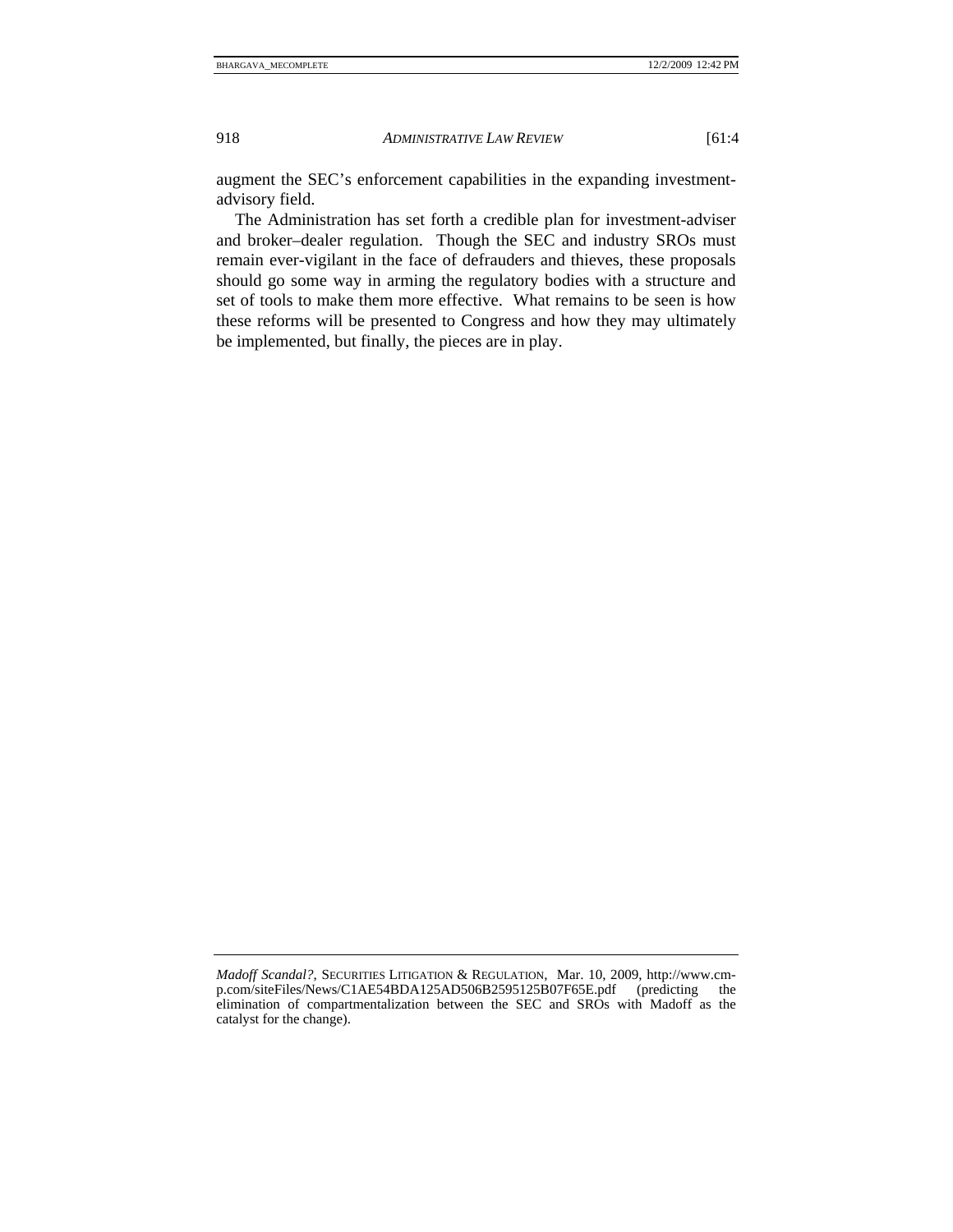augment the SEC's enforcement capabilities in the expanding investment-advisory field.

The Administration has set forth a credible plan for investment-adviser and broker–dealer regulation. Though the SEC and industry SROs must remain ever-vigilant in the face of defrauders and thieves, these proposals should go some way in arming the regulatory bodies with a structure and set of tools to make them more effective. What remains to be seen is how these reforms will be presented to Congress and how they may ultimately be implemented, but finally, the pieces are in play.

---

*Madoff Scandal?*, SECURITIES LITIGATION & REGULATION, Mar. 10, 2009, http://www.cm-p.com/siteFiles/News/C1AE54BDA125AD506B2595125B07F65E.pdf (predicting the elimination of compartmentalization between the SEC and SROs with Madoff as the catalyst for the change).